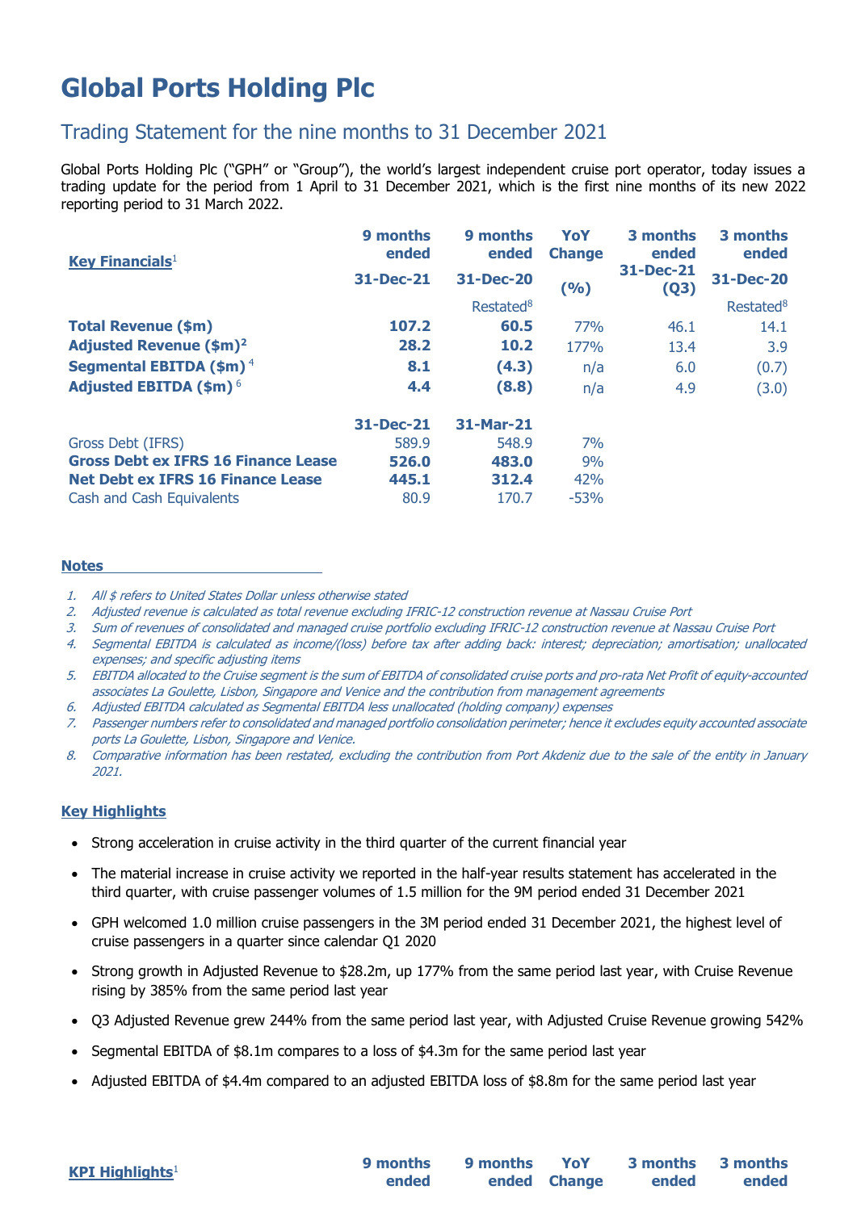# Global Ports Holding Plc

## Trading Statement for the nine months to 31 December 2021

Global Ports Holding Plc ("GPH" or "Group"), the world's largest independent cruise port operator, today issues a trading update for the period from 1 April to 31 December 2021, which is the first nine months of its new 2022 reporting period to 31 March 2022.

| Key Financials[1] | 9 months ended 31-Dec-21 | 9 months ended 31-Dec-20 Restated[8] | YoY Change (%) | 3 months ended 31-Dec-21 (Q3) | 3 months ended 31-Dec-20 Restated[8] |
|---|---|---|---|---|---|
| **Total Revenue ($m)** | **107.2** | **60.5** | 77% | 46.1 | 14.1 |
| **Adjusted Revenue ($m)**[2] | **28.2** | **10.2** | 177% | 13.4 | 3.9 |
| **Segmental EBITDA ($m)**[4] | **8.1** | **(4.3)** | n/a | 6.0 | (0.7) |
| **Adjusted EBITDA ($m)**[6] | **4.4** | **(8.8)** | n/a | 4.9 | (3.0) |
| | **31-Dec-21** | **31-Mar-21** | | | |
| Gross Debt (IFRS) | 589.9 | 548.9 | 7% | | |
| **Gross Debt ex IFRS 16 Finance Lease** | **526.0** | **483.0** | 9% | | |
| **Net Debt ex IFRS 16 Finance Lease** | **445.1** | **312.4** | 42% | | |
| Cash and Cash Equivalents | 80.9 | 170.7 | -53% | | |

**Notes**

1. *All $ refers to United States Dollar unless otherwise stated*
2. *Adjusted revenue is calculated as total revenue excluding IFRIC-12 construction revenue at Nassau Cruise Port*
3. *Sum of revenues of consolidated and managed cruise portfolio excluding IFRIC-12 construction revenue at Nassau Cruise Port*
4. *Segmental EBITDA is calculated as income/(loss) before tax after adding back: interest; depreciation; amortisation; unallocated expenses; and specific adjusting items*
5. *EBITDA allocated to the Cruise segment is the sum of EBITDA of consolidated cruise ports and pro-rata Net Profit of equity-accounted associates La Goulette, Lisbon, Singapore and Venice and the contribution from management agreements*
6. *Adjusted EBITDA calculated as Segmental EBITDA less unallocated (holding company) expenses*
7. *Passenger numbers refer to consolidated and managed portfolio consolidation perimeter; hence it excludes equity accounted associate ports La Goulette, Lisbon, Singapore and Venice.*
8. *Comparative information has been restated, excluding the contribution from Port Akdeniz due to the sale of the entity in January 2021.*

**Key Highlights**

- Strong acceleration in cruise activity in the third quarter of the current financial year
- The material increase in cruise activity we reported in the half-year results statement has accelerated in the third quarter, with cruise passenger volumes of 1.5 million for the 9M period ended 31 December 2021
- GPH welcomed 1.0 million cruise passengers in the 3M period ended 31 December 2021, the highest level of cruise passengers in a quarter since calendar Q1 2020
- Strong growth in Adjusted Revenue to $28.2m, up 177% from the same period last year, with Cruise Revenue rising by 385% from the same period last year
- Q3 Adjusted Revenue grew 244% from the same period last year, with Adjusted Cruise Revenue growing 542%
- Segmental EBITDA of $8.1m compares to a loss of $4.3m for the same period last year
- Adjusted EBITDA of $4.4m compared to an adjusted EBITDA loss of $8.8m for the same period last year

| KPI Highlights[1] | 9 months ended | 9 months ended | YoY Change | 3 months ended | 3 months ended |
|---|---|---|---|---|---|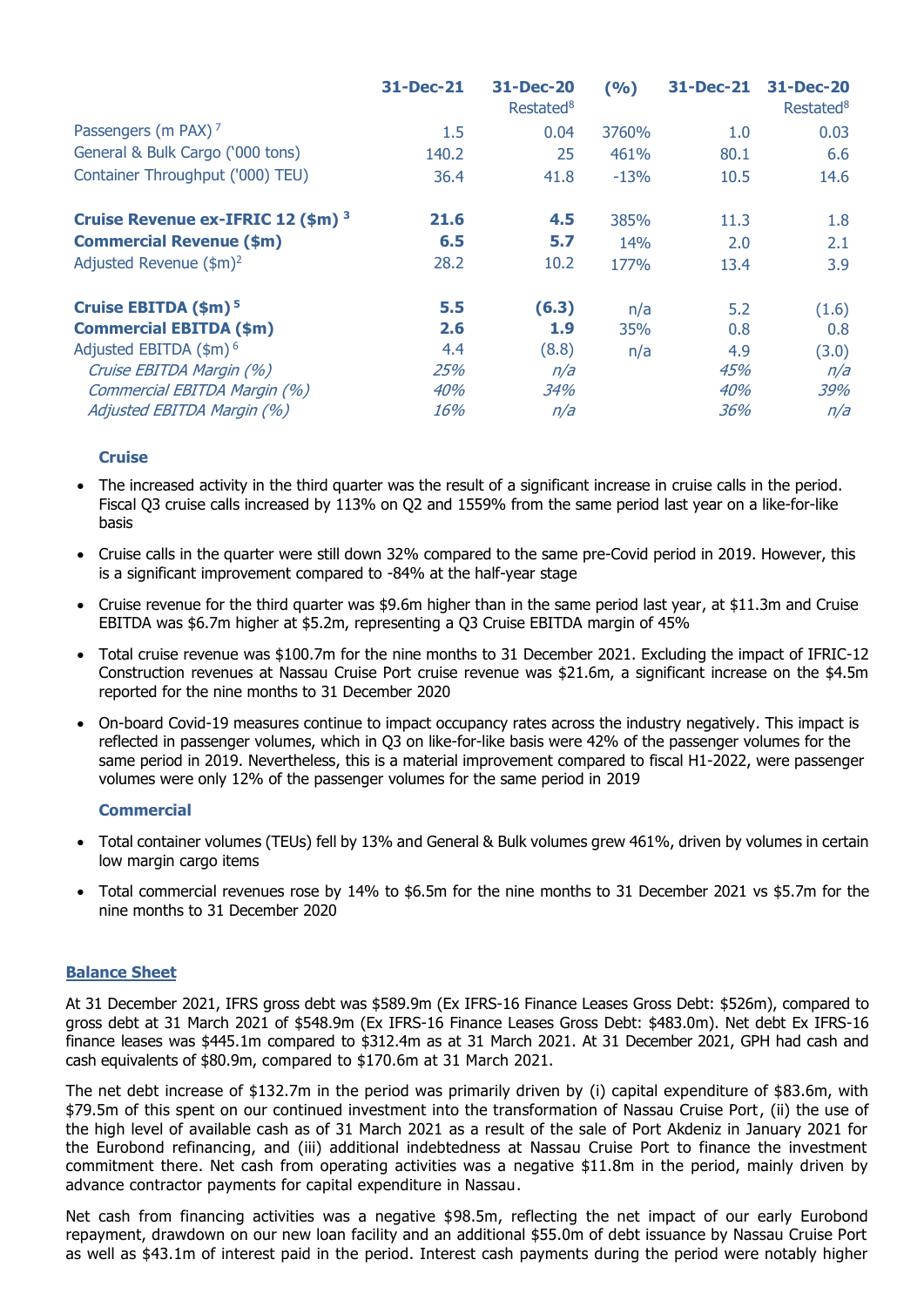| | 31-Dec-21 | 31-Dec-20 Restated[8] | (%) | 31-Dec-21 | 31-Dec-20 Restated[8] |
|---|---|---|---|---|---|
| Passengers (m PAX)[7] | 1.5 | 0.04 | 3760% | 1.0 | 0.03 |
| General & Bulk Cargo ('000 tons) | 140.2 | 25 | 461% | 80.1 | 6.6 |
| Container Throughput ('000) TEU) | 36.4 | 41.8 | -13% | 10.5 | 14.6 |
| **Cruise Revenue ex-IFRIC 12 ($m)[3]** | **21.6** | **4.5** | 385% | 11.3 | 1.8 |
| **Commercial Revenue ($m)** | **6.5** | **5.7** | 14% | 2.0 | 2.1 |
| Adjusted Revenue ($m)[2] | 28.2 | 10.2 | 177% | 13.4 | 3.9 |
| **Cruise EBITDA ($m)[5]** | **5.5** | **(6.3)** | n/a | 5.2 | (1.6) |
| **Commercial EBITDA ($m)** | **2.6** | **1.9** | 35% | 0.8 | 0.8 |
| Adjusted EBITDA ($m)[6] | 4.4 | (8.8) | n/a | 4.9 | (3.0) |
| *Cruise EBITDA Margin (%)* | *25%* | *n/a* | | *45%* | *n/a* |
| *Commercial EBITDA Margin (%)* | *40%* | *34%* | | *40%* | *39%* |
| *Adjusted EBITDA Margin (%)* | *16%* | *n/a* | | *36%* | *n/a* |

### Cruise

- The increased activity in the third quarter was the result of a significant increase in cruise calls in the period. Fiscal Q3 cruise calls increased by 113% on Q2 and 1559% from the same period last year on a like-for-like basis
- Cruise calls in the quarter were still down 32% compared to the same pre-Covid period in 2019. However, this is a significant improvement compared to -84% at the half-year stage
- Cruise revenue for the third quarter was $9.6m higher than in the same period last year, at $11.3m and Cruise EBITDA was $6.7m higher at $5.2m, representing a Q3 Cruise EBITDA margin of 45%
- Total cruise revenue was $100.7m for the nine months to 31 December 2021. Excluding the impact of IFRIC-12 Construction revenues at Nassau Cruise Port cruise revenue was $21.6m, a significant increase on the $4.5m reported for the nine months to 31 December 2020
- On-board Covid-19 measures continue to impact occupancy rates across the industry negatively. This impact is reflected in passenger volumes, which in Q3 on like-for-like basis were 42% of the passenger volumes for the same period in 2019. Nevertheless, this is a material improvement compared to fiscal H1-2022, were passenger volumes were only 12% of the passenger volumes for the same period in 2019

### Commercial

- Total container volumes (TEUs) fell by 13% and General & Bulk volumes grew 461%, driven by volumes in certain low margin cargo items
- Total commercial revenues rose by 14% to $6.5m for the nine months to 31 December 2021 vs $5.7m for the nine months to 31 December 2020

## Balance Sheet

At 31 December 2021, IFRS gross debt was $589.9m (Ex IFRS-16 Finance Leases Gross Debt: $526m), compared to gross debt at 31 March 2021 of $548.9m (Ex IFRS-16 Finance Leases Gross Debt: $483.0m). Net debt Ex IFRS-16 finance leases was $445.1m compared to $312.4m as at 31 March 2021. At 31 December 2021, GPH had cash and cash equivalents of $80.9m, compared to $170.6m at 31 March 2021.

The net debt increase of $132.7m in the period was primarily driven by (i) capital expenditure of $83.6m, with $79.5m of this spent on our continued investment into the transformation of Nassau Cruise Port, (ii) the use of the high level of available cash as of 31 March 2021 as a result of the sale of Port Akdeniz in January 2021 for the Eurobond refinancing, and (iii) additional indebtedness at Nassau Cruise Port to finance the investment commitment there. Net cash from operating activities was a negative $11.8m in the period, mainly driven by advance contractor payments for capital expenditure in Nassau.

Net cash from financing activities was a negative $98.5m, reflecting the net impact of our early Eurobond repayment, drawdown on our new loan facility and an additional $55.0m of debt issuance by Nassau Cruise Port as well as $43.1m of interest paid in the period. Interest cash payments during the period were notably higher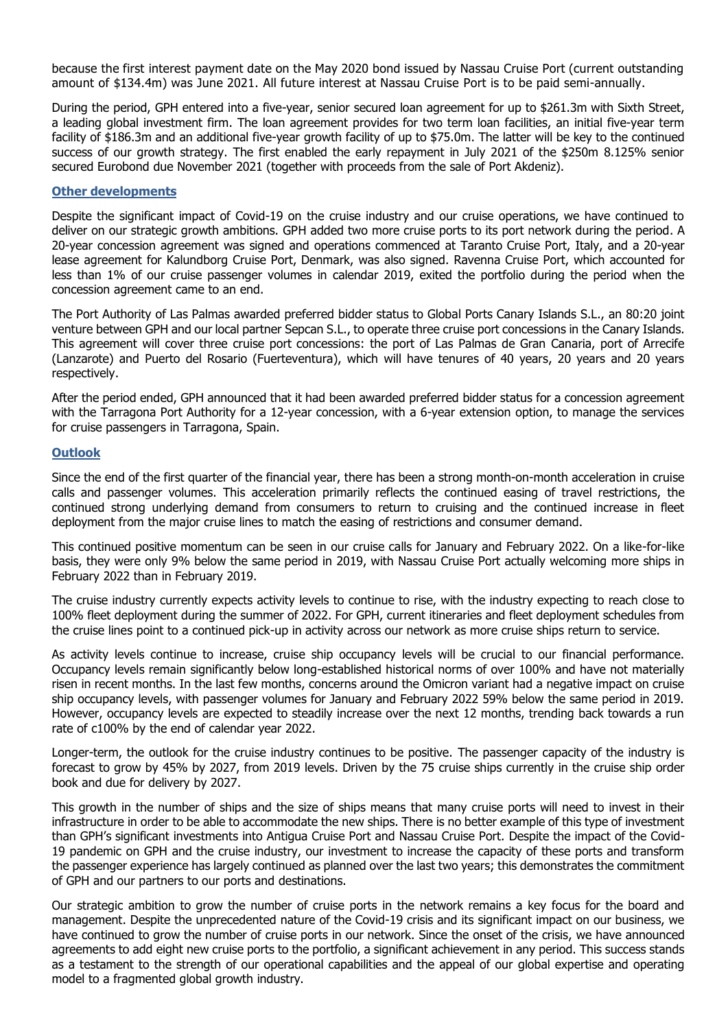because the first interest payment date on the May 2020 bond issued by Nassau Cruise Port (current outstanding amount of $134.4m) was June 2021. All future interest at Nassau Cruise Port is to be paid semi-annually.

During the period, GPH entered into a five-year, senior secured loan agreement for up to $261.3m with Sixth Street, a leading global investment firm. The loan agreement provides for two term loan facilities, an initial five-year term facility of $186.3m and an additional five-year growth facility of up to $75.0m. The latter will be key to the continued success of our growth strategy. The first enabled the early repayment in July 2021 of the $250m 8.125% senior secured Eurobond due November 2021 (together with proceeds from the sale of Port Akdeniz).

## Other developments

Despite the significant impact of Covid-19 on the cruise industry and our cruise operations, we have continued to deliver on our strategic growth ambitions. GPH added two more cruise ports to its port network during the period. A 20-year concession agreement was signed and operations commenced at Taranto Cruise Port, Italy, and a 20-year lease agreement for Kalundborg Cruise Port, Denmark, was also signed. Ravenna Cruise Port, which accounted for less than 1% of our cruise passenger volumes in calendar 2019, exited the portfolio during the period when the concession agreement came to an end.

The Port Authority of Las Palmas awarded preferred bidder status to Global Ports Canary Islands S.L., an 80:20 joint venture between GPH and our local partner Sepcan S.L., to operate three cruise port concessions in the Canary Islands. This agreement will cover three cruise port concessions: the port of Las Palmas de Gran Canaria, port of Arrecife (Lanzarote) and Puerto del Rosario (Fuerteventura), which will have tenures of 40 years, 20 years and 20 years respectively.

After the period ended, GPH announced that it had been awarded preferred bidder status for a concession agreement with the Tarragona Port Authority for a 12-year concession, with a 6-year extension option, to manage the services for cruise passengers in Tarragona, Spain.

## Outlook

Since the end of the first quarter of the financial year, there has been a strong month-on-month acceleration in cruise calls and passenger volumes. This acceleration primarily reflects the continued easing of travel restrictions, the continued strong underlying demand from consumers to return to cruising and the continued increase in fleet deployment from the major cruise lines to match the easing of restrictions and consumer demand.

This continued positive momentum can be seen in our cruise calls for January and February 2022. On a like-for-like basis, they were only 9% below the same period in 2019, with Nassau Cruise Port actually welcoming more ships in February 2022 than in February 2019.

The cruise industry currently expects activity levels to continue to rise, with the industry expecting to reach close to 100% fleet deployment during the summer of 2022. For GPH, current itineraries and fleet deployment schedules from the cruise lines point to a continued pick-up in activity across our network as more cruise ships return to service.

As activity levels continue to increase, cruise ship occupancy levels will be crucial to our financial performance. Occupancy levels remain significantly below long-established historical norms of over 100% and have not materially risen in recent months. In the last few months, concerns around the Omicron variant had a negative impact on cruise ship occupancy levels, with passenger volumes for January and February 2022 59% below the same period in 2019. However, occupancy levels are expected to steadily increase over the next 12 months, trending back towards a run rate of c100% by the end of calendar year 2022.

Longer-term, the outlook for the cruise industry continues to be positive. The passenger capacity of the industry is forecast to grow by 45% by 2027, from 2019 levels. Driven by the 75 cruise ships currently in the cruise ship order book and due for delivery by 2027.

This growth in the number of ships and the size of ships means that many cruise ports will need to invest in their infrastructure in order to be able to accommodate the new ships. There is no better example of this type of investment than GPH's significant investments into Antigua Cruise Port and Nassau Cruise Port. Despite the impact of the Covid-19 pandemic on GPH and the cruise industry, our investment to increase the capacity of these ports and transform the passenger experience has largely continued as planned over the last two years; this demonstrates the commitment of GPH and our partners to our ports and destinations.

Our strategic ambition to grow the number of cruise ports in the network remains a key focus for the board and management. Despite the unprecedented nature of the Covid-19 crisis and its significant impact on our business, we have continued to grow the number of cruise ports in our network. Since the onset of the crisis, we have announced agreements to add eight new cruise ports to the portfolio, a significant achievement in any period. This success stands as a testament to the strength of our operational capabilities and the appeal of our global expertise and operating model to a fragmented global growth industry.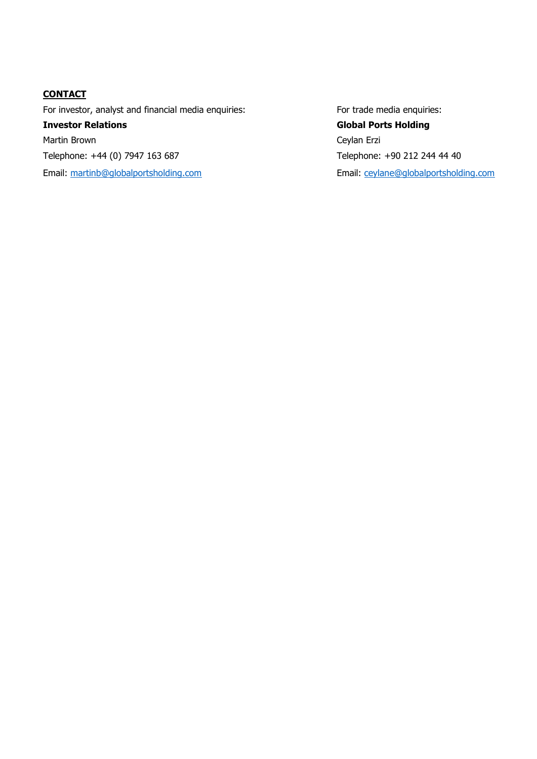**CONTACT**

For investor, analyst and financial media enquiries:

**Investor Relations**

Martin Brown

Telephone: +44 (0) 7947 163 687

Email: martinb@globalportsholding.com

For trade media enquiries:

**Global Ports Holding**

Ceylan Erzi

Telephone: +90 212 244 44 40

Email: ceylane@globalportsholding.com